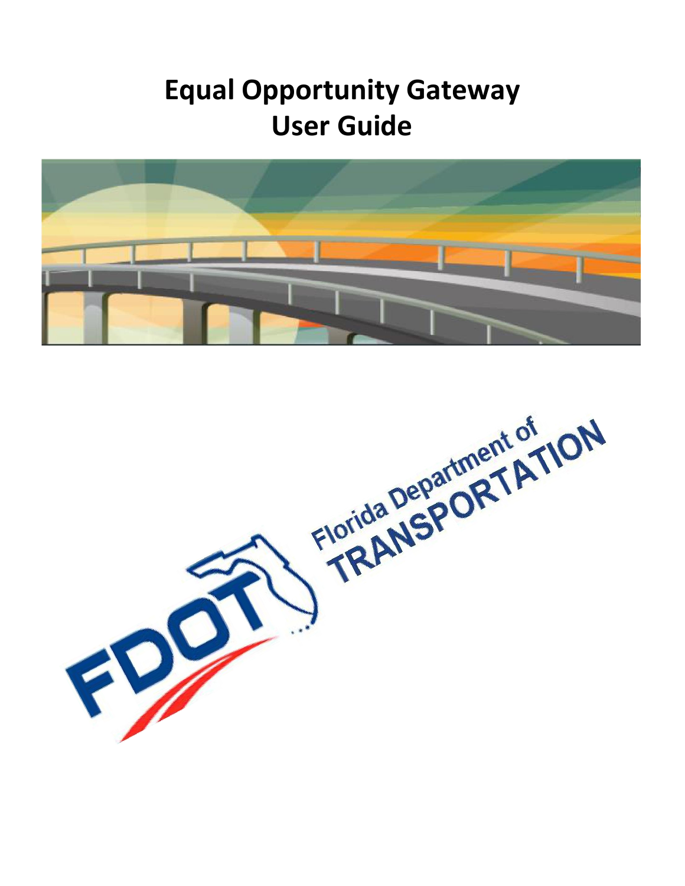# Equal Opportunity Gateway User Guide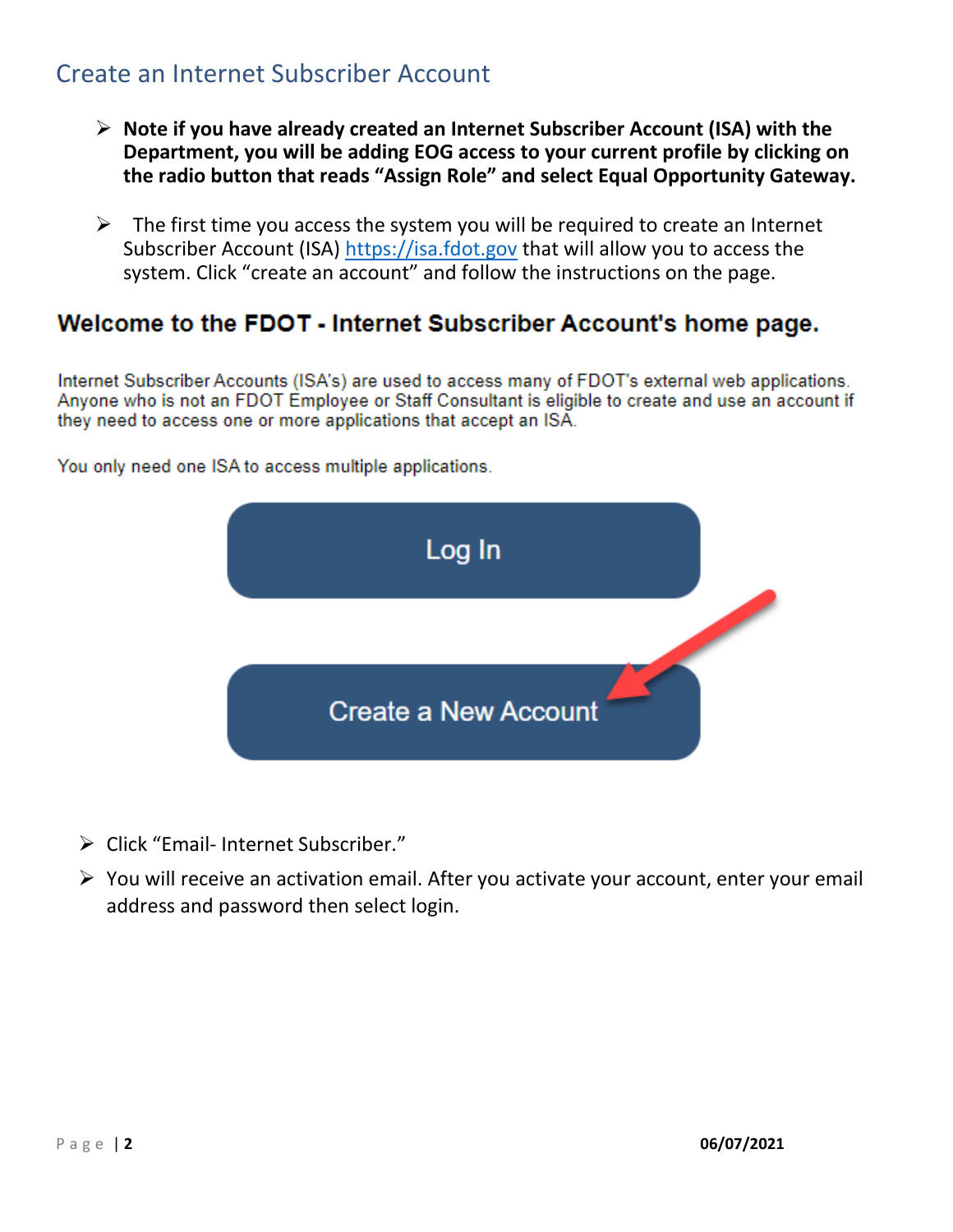## Create an Internet Subscriber Account

- **Note if you have already created an Internet Subscriber Account (ISA) with the Department, you will be adding EOG access to your current profile by clicking on the radio button that reads "Assign Role" and select Equal Opportunity Gateway.**

- The first time you access the system you will be required to create an Internet Subscriber Account (ISA) https://isa.fdot.gov that will allow you to access the system. Click "create an account" and follow the instructions on the page.

### Welcome to the FDOT - Internet Subscriber Account's home page.

Internet Subscriber Accounts (ISA's) are used to access many of FDOT's external web applications. Anyone who is not an FDOT Employee or Staff Consultant is eligible to create and use an account if they need to access one or more applications that accept an ISA.

You only need one ISA to access multiple applications.

Log In

Create a New Account

- Click "Email- Internet Subscriber."
- You will receive an activation email. After you activate your account, enter your email address and password then select login.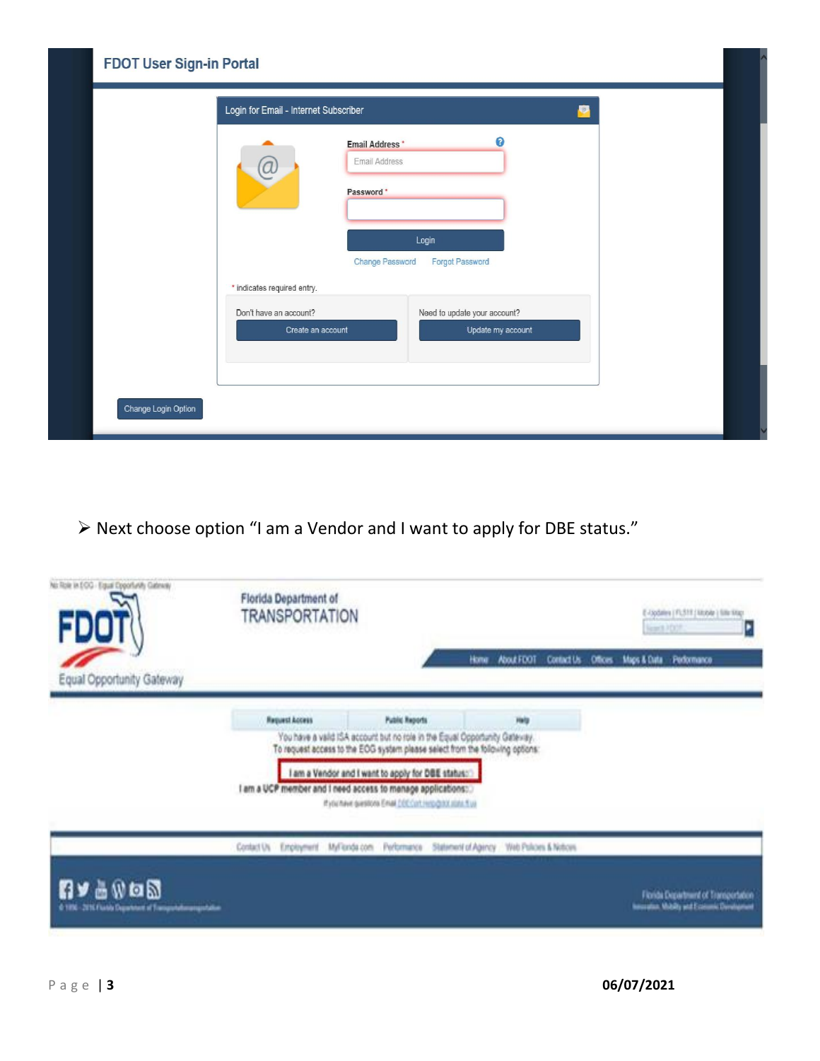**FDOT User Sign-in Portal**

Login for Email - Internet Subscriber

Email Address *

Password *

Login

Change Password Forgot Password

* indicates required entry.

Don't have an account? Create an account

Need to update your account? Update my account

Change Login Option

- Next choose option "I am a Vendor and I want to apply for DBE status."

Florida Department of TRANSPORTATION

Equal Opportunity Gateway

Request Access | Public Reports | Help

You have a valid ISA account but no role in the Equal Opportunity Gateway.
To request access to the EOG system please select from the following options:

I am a Vendor and I want to apply for DBE status

I am a UCP member and I need access to manage applications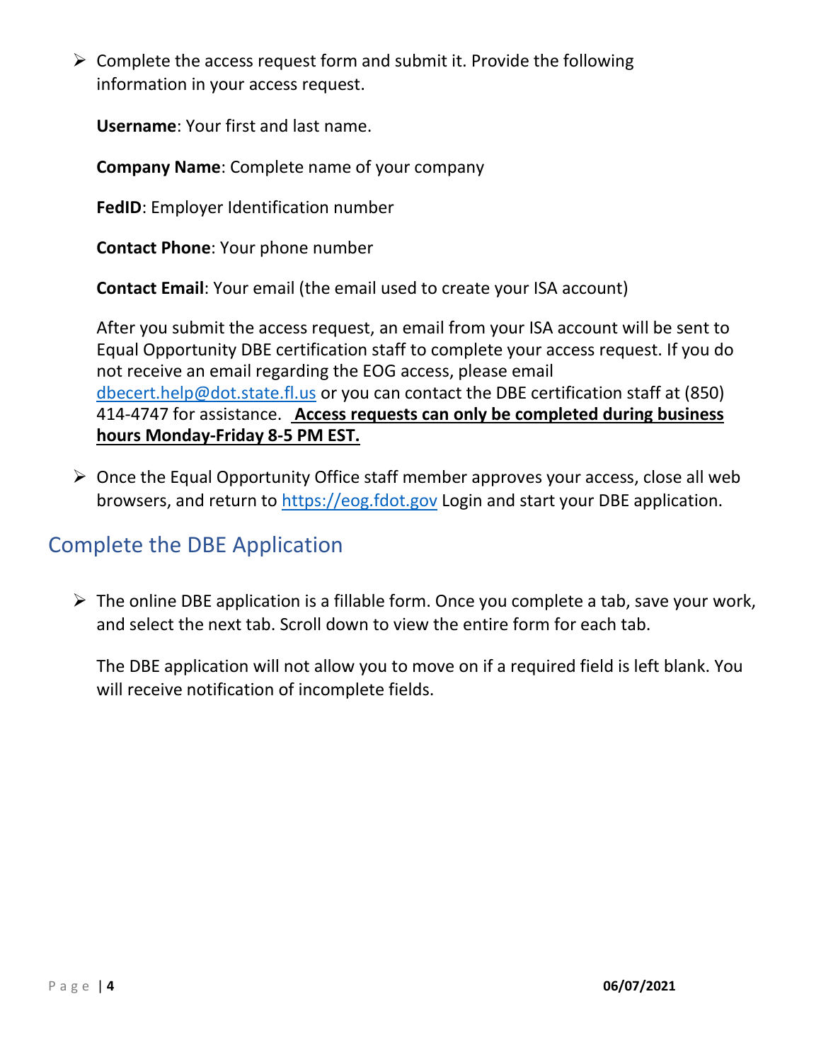- Complete the access request form and submit it. Provide the following information in your access request.

  **Username**: Your first and last name.

  **Company Name**: Complete name of your company

  **FedID**: Employer Identification number

  **Contact Phone**: Your phone number

  **Contact Email**: Your email (the email used to create your ISA account)

  After you submit the access request, an email from your ISA account will be sent to Equal Opportunity DBE certification staff to complete your access request. If you do not receive an email regarding the EOG access, please email dbecert.help@dot.state.fl.us or you can contact the DBE certification staff at (850) 414-4747 for assistance. **Access requests can only be completed during business hours Monday-Friday 8-5 PM EST.**

- Once the Equal Opportunity Office staff member approves your access, close all web browsers, and return to https://eog.fdot.gov Login and start your DBE application.

## Complete the DBE Application

- The online DBE application is a fillable form. Once you complete a tab, save your work, and select the next tab. Scroll down to view the entire form for each tab.

  The DBE application will not allow you to move on if a required field is left blank. You will receive notification of incomplete fields.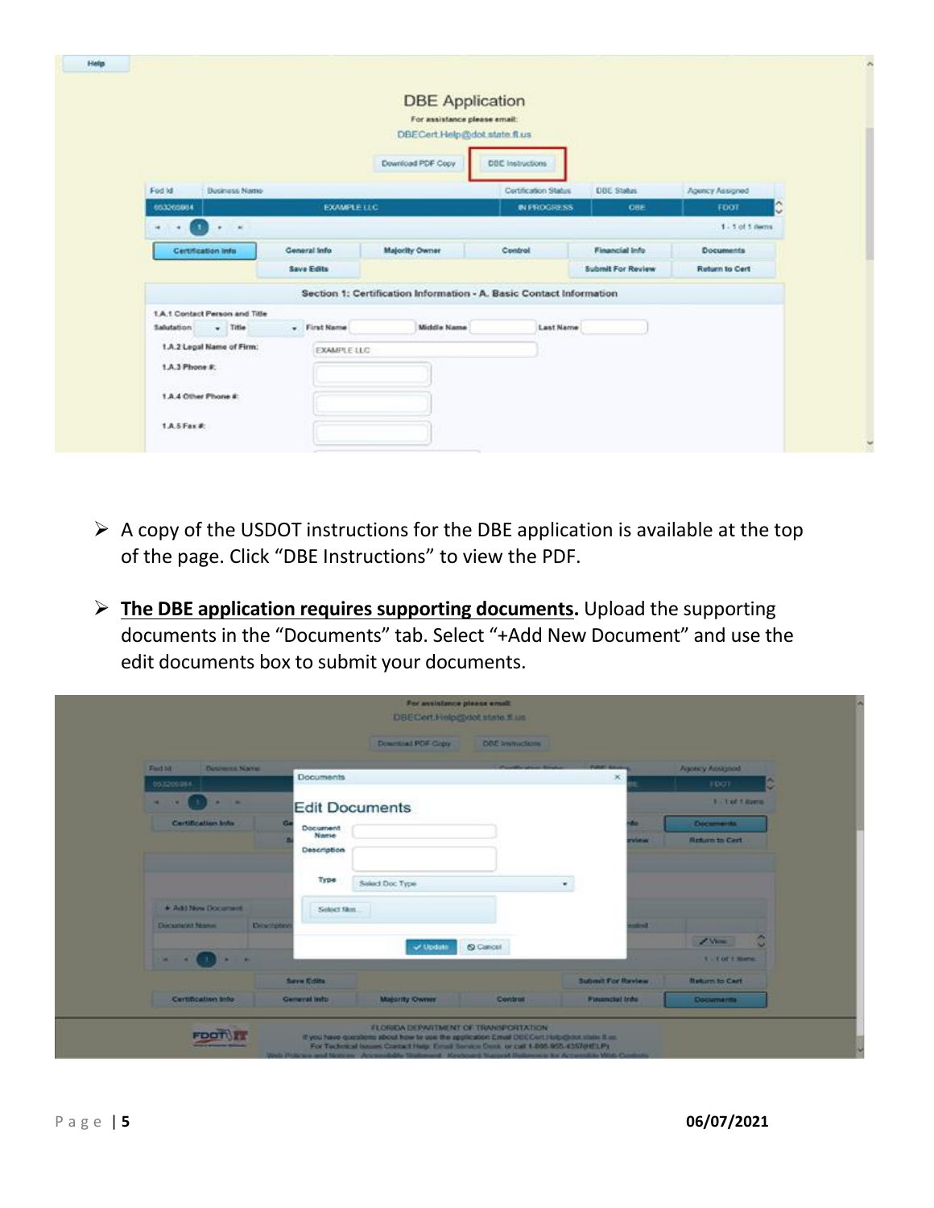- A copy of the USDOT instructions for the DBE application is available at the top of the page. Click "DBE Instructions" to view the PDF.

- **The DBE application requires supporting documents.** Upload the supporting documents in the "Documents" tab. Select "+Add New Document" and use the edit documents box to submit your documents.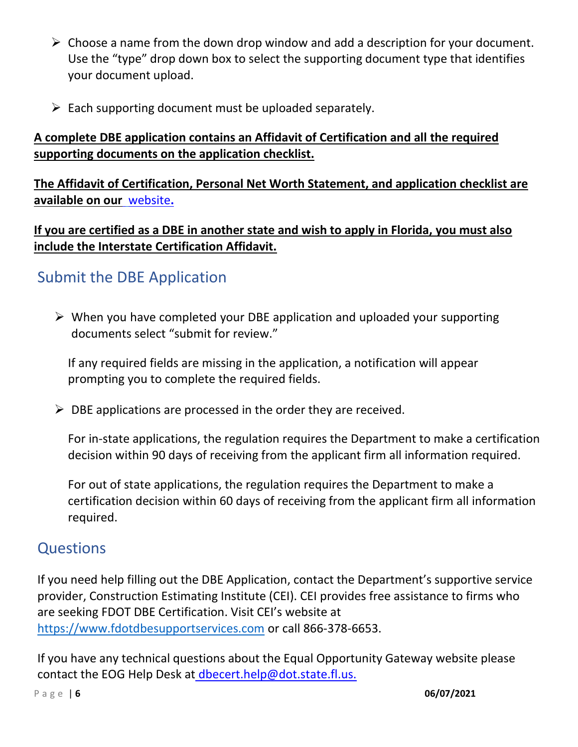- Choose a name from the down drop window and add a description for your document. Use the "type" drop down box to select the supporting document type that identifies your document upload.

- Each supporting document must be uploaded separately.

**A complete DBE application contains an Affidavit of Certification and all the required supporting documents on the application checklist.**

**The Affidavit of Certification, Personal Net Worth Statement, and application checklist are available on our website.**

**If you are certified as a DBE in another state and wish to apply in Florida, you must also include the Interstate Certification Affidavit.**

## Submit the DBE Application

- When you have completed your DBE application and uploaded your supporting documents select "submit for review."

  If any required fields are missing in the application, a notification will appear prompting you to complete the required fields.

- DBE applications are processed in the order they are received.

  For in-state applications, the regulation requires the Department to make a certification decision within 90 days of receiving from the applicant firm all information required.

  For out of state applications, the regulation requires the Department to make a certification decision within 60 days of receiving from the applicant firm all information required.

## Questions

If you need help filling out the DBE Application, contact the Department's supportive service provider, Construction Estimating Institute (CEI). CEI provides free assistance to firms who are seeking FDOT DBE Certification. Visit CEI's website at https://www.fdotdbesupportservices.com or call 866-378-6653.

If you have any technical questions about the Equal Opportunity Gateway website please contact the EOG Help Desk at dbecert.help@dot.state.fl.us.